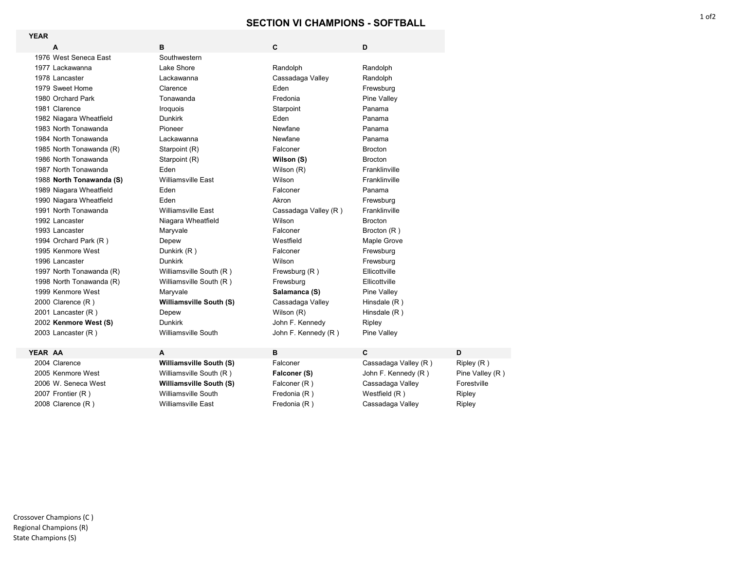# SECTION VI CHAMPIONS - SOFTBALL

| YEAR | A | B | C | D |
|---|---|---|---|---|
| 1976 | West Seneca East | Southwestern | | |
| 1977 | Lackawanna | Lake Shore | Randolph | Randolph |
| 1978 | Lancaster | Lackawanna | Cassadaga Valley | Randolph |
| 1979 | Sweet Home | Clarence | Eden | Frewsburg |
| 1980 | Orchard Park | Tonawanda | Fredonia | Pine Valley |
| 1981 | Clarence | Iroquois | Starpoint | Panama |
| 1982 | Niagara Wheatfield | Dunkirk | Eden | Panama |
| 1983 | North Tonawanda | Pioneer | Newfane | Panama |
| 1984 | North Tonawanda | Lackawanna | Newfane | Panama |
| 1985 | North Tonawanda (R) | Starpoint (R) | Falconer | Brocton |
| 1986 | North Tonawanda | Starpoint (R) | **Wilson (S)** | Brocton |
| 1987 | North Tonawanda | Eden | Wilson (R) | Franklinville |
| 1988 | **North Tonawanda (S)** | Williamsville East | Wilson | Franklinville |
| 1989 | Niagara Wheatfield | Eden | Falconer | Panama |
| 1990 | Niagara Wheatfield | Eden | Akron | Frewsburg |
| 1991 | North Tonawanda | Williamsville East | Cassadaga Valley (R ) | Franklinville |
| 1992 | Lancaster | Niagara Wheatfield | Wilson | Brocton |
| 1993 | Lancaster | Maryvale | Falconer | Brocton (R ) |
| 1994 | Orchard Park (R ) | Depew | Westfield | Maple Grove |
| 1995 | Kenmore West | Dunkirk (R ) | Falconer | Frewsburg |
| 1996 | Lancaster | Dunkirk | Wilson | Frewsburg |
| 1997 | North Tonawanda (R) | Williamsville South (R ) | Frewsburg (R ) | Ellicottville |
| 1998 | North Tonawanda (R) | Williamsville South (R ) | Frewsburg | Ellicottville |
| 1999 | Kenmore West | Maryvale | **Salamanca (S)** | Pine Valley |
| 2000 | Clarence (R ) | **Williamsville South (S)** | Cassadaga Valley | Hinsdale (R ) |
| 2001 | Lancaster (R ) | Depew | Wilson (R) | Hinsdale (R ) |
| 2002 | **Kenmore West (S)** | Dunkirk | John F. Kennedy | Ripley |
| 2003 | Lancaster (R ) | Williamsville South | John F. Kennedy (R ) | Pine Valley |

| YEAR | AA | A | B | C | D |
|---|---|---|---|---|---|
| 2004 | Clarence | **Williamsville South (S)** | Falconer | Cassadaga Valley (R ) | Ripley (R ) |
| 2005 | Kenmore West | Williamsville South (R ) | **Falconer (S)** | John F. Kennedy (R ) | Pine Valley (R ) |
| 2006 | W. Seneca West | **Williamsville South (S)** | Falconer (R ) | Cassadaga Valley | Forestville |
| 2007 | Frontier (R ) | Williamsville South | Fredonia (R ) | Westfield (R ) | Ripley |
| 2008 | Clarence (R ) | Williamsville East | Fredonia (R ) | Cassadaga Valley | Ripley |

Crossover Champions (C )
Regional Champions (R)
State Champions (S)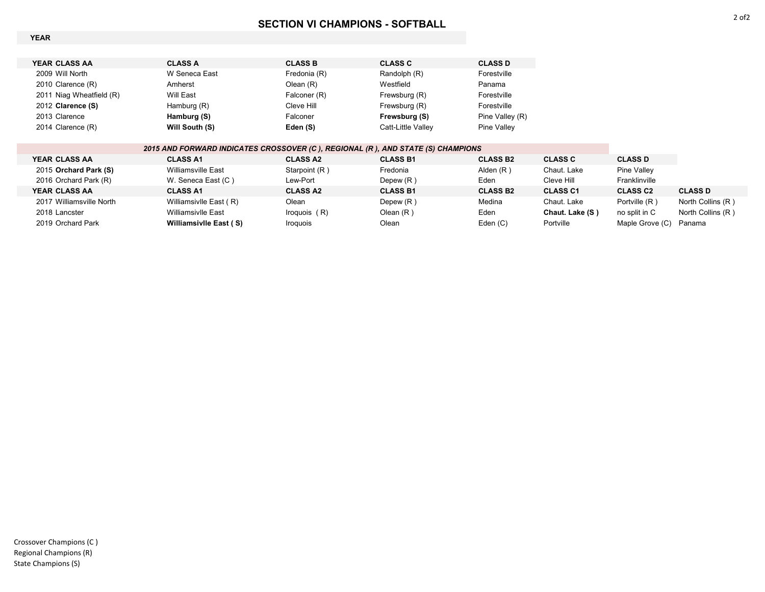## SECTION VI CHAMPIONS - SOFTBALL

**YEAR**

| YEAR | CLASS AA | CLASS A | CLASS B | CLASS C | CLASS D |
|---|---|---|---|---|---|
| 2009 | Will North | W Seneca East | Fredonia (R) | Randolph (R) | Forestville |
| 2010 | Clarence (R) | Amherst | Olean (R) | Westfield | Panama |
| 2011 | Niag Wheatfield (R) | Will East | Falconer (R) | Frewsburg (R) | Forestville |
| 2012 | **Clarence (S)** | Hamburg (R) | Cleve Hill | Frewsburg (R) | Forestville |
| 2013 | Clarence | **Hamburg (S)** | Falconer | **Frewsburg (S)** | Pine Valley (R) |
| 2014 | Clarence (R) | **Will South (S)** | **Eden (S)** | Catt-Little Valley | Pine Valley |

***2015 AND FORWARD INDICATES CROSSOVER (C ), REGIONAL (R ), AND STATE (S) CHAMPIONS***

| YEAR | CLASS AA | CLASS A1 | CLASS A2 | CLASS B1 | CLASS B2 | CLASS C | CLASS D | |
|---|---|---|---|---|---|---|---|---|
| 2015 | **Orchard Park (S)** | Williamsville East | Starpoint (R ) | Fredonia | Alden (R ) | Chaut. Lake | Pine Valley | |
| 2016 | Orchard Park (R) | W. Seneca East (C ) | Lew-Port | Depew (R ) | Eden | Cleve Hill | Franklinville | |
| **YEAR** | **CLASS AA** | **CLASS A1** | **CLASS A2** | **CLASS B1** | **CLASS B2** | **CLASS C1** | **CLASS C2** | **CLASS D** |
| 2017 | Williamsville North | Williamsivlle East ( R) | Olean | Depew (R ) | Medina | Chaut. Lake | Portville (R ) | North Collins (R ) |
| 2018 | Lancster | Williamsivlle East | Iroquois ( R) | Olean (R ) | Eden | **Chaut. Lake (S )** | no split in C | North Collins (R ) |
| 2019 | Orchard Park | **Williamsivlle East ( S)** | Iroquois | Olean | Eden (C) | Portville | Maple Grove (C) | Panama |

Crossover Champions (C )
Regional Champions (R)
State Champions (S)